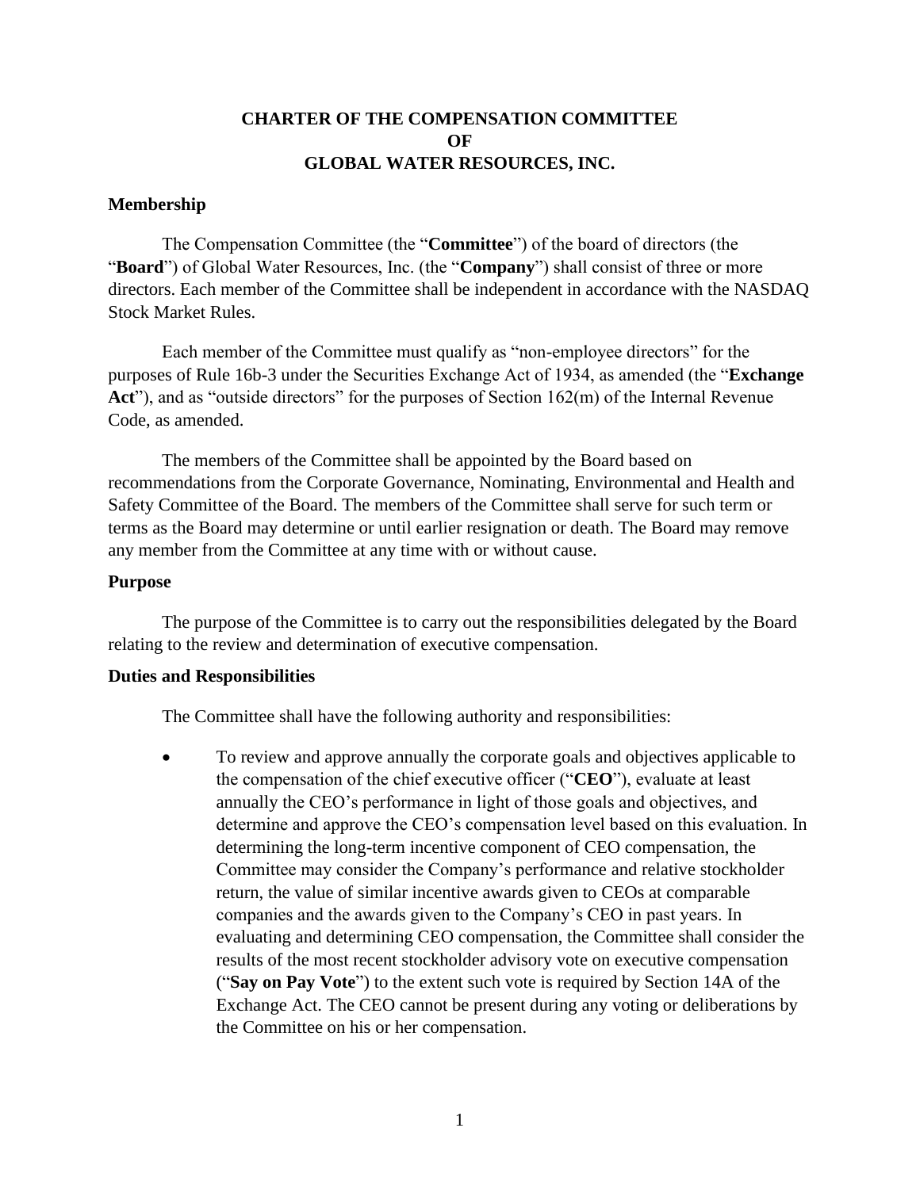# CHARTER OF THE COMPENSATION COMMITTEE OF GLOBAL WATER RESOURCES, INC.

## Membership

The Compensation Committee (the "**Committee**") of the board of directors (the "**Board**") of Global Water Resources, Inc. (the "**Company**") shall consist of three or more directors. Each member of the Committee shall be independent in accordance with the NASDAQ Stock Market Rules.

Each member of the Committee must qualify as "non-employee directors" for the purposes of Rule 16b-3 under the Securities Exchange Act of 1934, as amended (the "**Exchange Act**"), and as "outside directors" for the purposes of Section 162(m) of the Internal Revenue Code, as amended.

The members of the Committee shall be appointed by the Board based on recommendations from the Corporate Governance, Nominating, Environmental and Health and Safety Committee of the Board. The members of the Committee shall serve for such term or terms as the Board may determine or until earlier resignation or death. The Board may remove any member from the Committee at any time with or without cause.

## Purpose

The purpose of the Committee is to carry out the responsibilities delegated by the Board relating to the review and determination of executive compensation.

## Duties and Responsibilities

The Committee shall have the following authority and responsibilities:

- To review and approve annually the corporate goals and objectives applicable to the compensation of the chief executive officer ("**CEO**"), evaluate at least annually the CEO's performance in light of those goals and objectives, and determine and approve the CEO's compensation level based on this evaluation. In determining the long-term incentive component of CEO compensation, the Committee may consider the Company's performance and relative stockholder return, the value of similar incentive awards given to CEOs at comparable companies and the awards given to the Company's CEO in past years. In evaluating and determining CEO compensation, the Committee shall consider the results of the most recent stockholder advisory vote on executive compensation ("**Say on Pay Vote**") to the extent such vote is required by Section 14A of the Exchange Act. The CEO cannot be present during any voting or deliberations by the Committee on his or her compensation.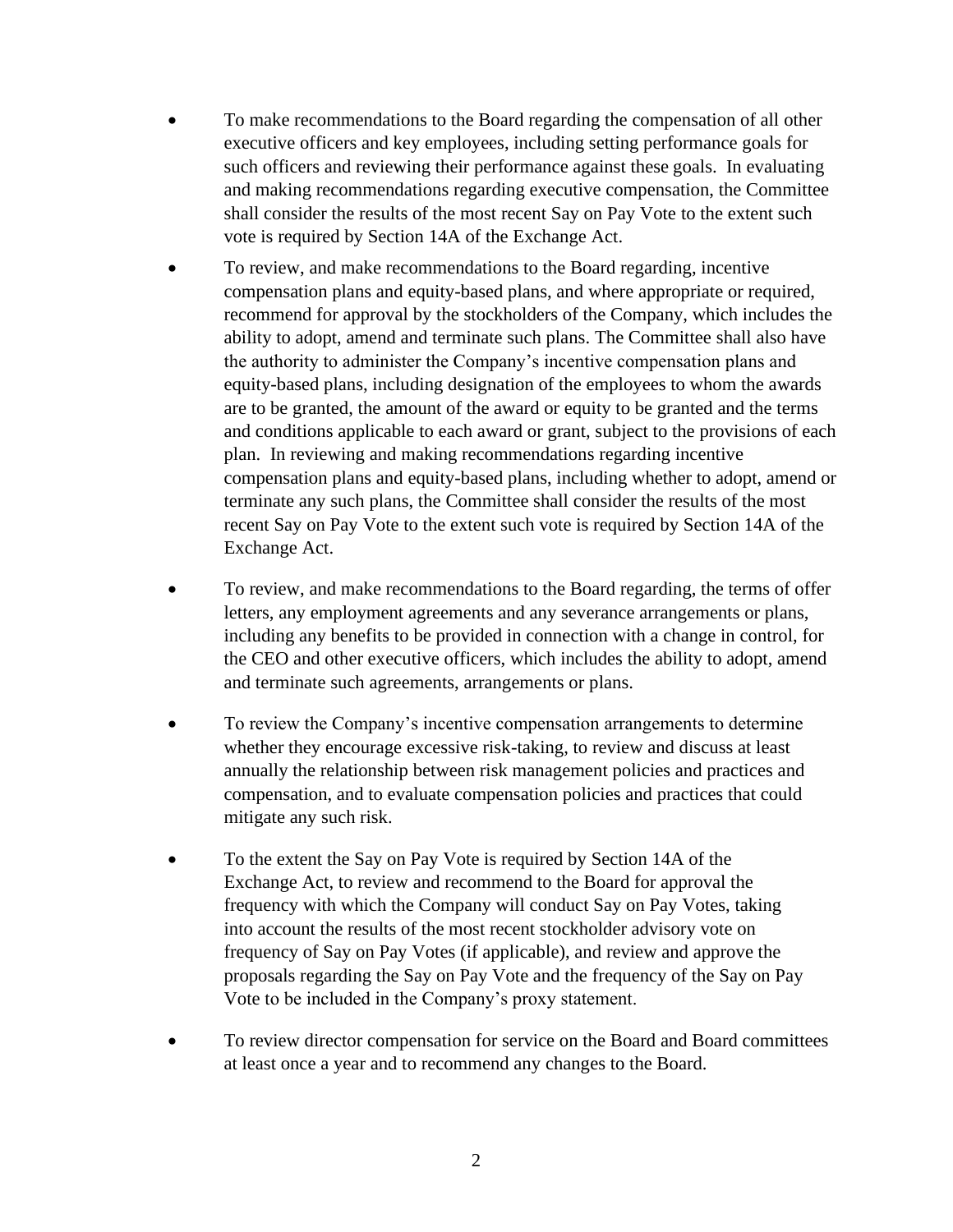- To make recommendations to the Board regarding the compensation of all other executive officers and key employees, including setting performance goals for such officers and reviewing their performance against these goals. In evaluating and making recommendations regarding executive compensation, the Committee shall consider the results of the most recent Say on Pay Vote to the extent such vote is required by Section 14A of the Exchange Act.
- To review, and make recommendations to the Board regarding, incentive compensation plans and equity-based plans, and where appropriate or required, recommend for approval by the stockholders of the Company, which includes the ability to adopt, amend and terminate such plans. The Committee shall also have the authority to administer the Company's incentive compensation plans and equity-based plans, including designation of the employees to whom the awards are to be granted, the amount of the award or equity to be granted and the terms and conditions applicable to each award or grant, subject to the provisions of each plan. In reviewing and making recommendations regarding incentive compensation plans and equity-based plans, including whether to adopt, amend or terminate any such plans, the Committee shall consider the results of the most recent Say on Pay Vote to the extent such vote is required by Section 14A of the Exchange Act.
- To review, and make recommendations to the Board regarding, the terms of offer letters, any employment agreements and any severance arrangements or plans, including any benefits to be provided in connection with a change in control, for the CEO and other executive officers, which includes the ability to adopt, amend and terminate such agreements, arrangements or plans.
- To review the Company's incentive compensation arrangements to determine whether they encourage excessive risk-taking, to review and discuss at least annually the relationship between risk management policies and practices and compensation, and to evaluate compensation policies and practices that could mitigate any such risk.
- To the extent the Say on Pay Vote is required by Section 14A of the Exchange Act, to review and recommend to the Board for approval the frequency with which the Company will conduct Say on Pay Votes, taking into account the results of the most recent stockholder advisory vote on frequency of Say on Pay Votes (if applicable), and review and approve the proposals regarding the Say on Pay Vote and the frequency of the Say on Pay Vote to be included in the Company's proxy statement.
- To review director compensation for service on the Board and Board committees at least once a year and to recommend any changes to the Board.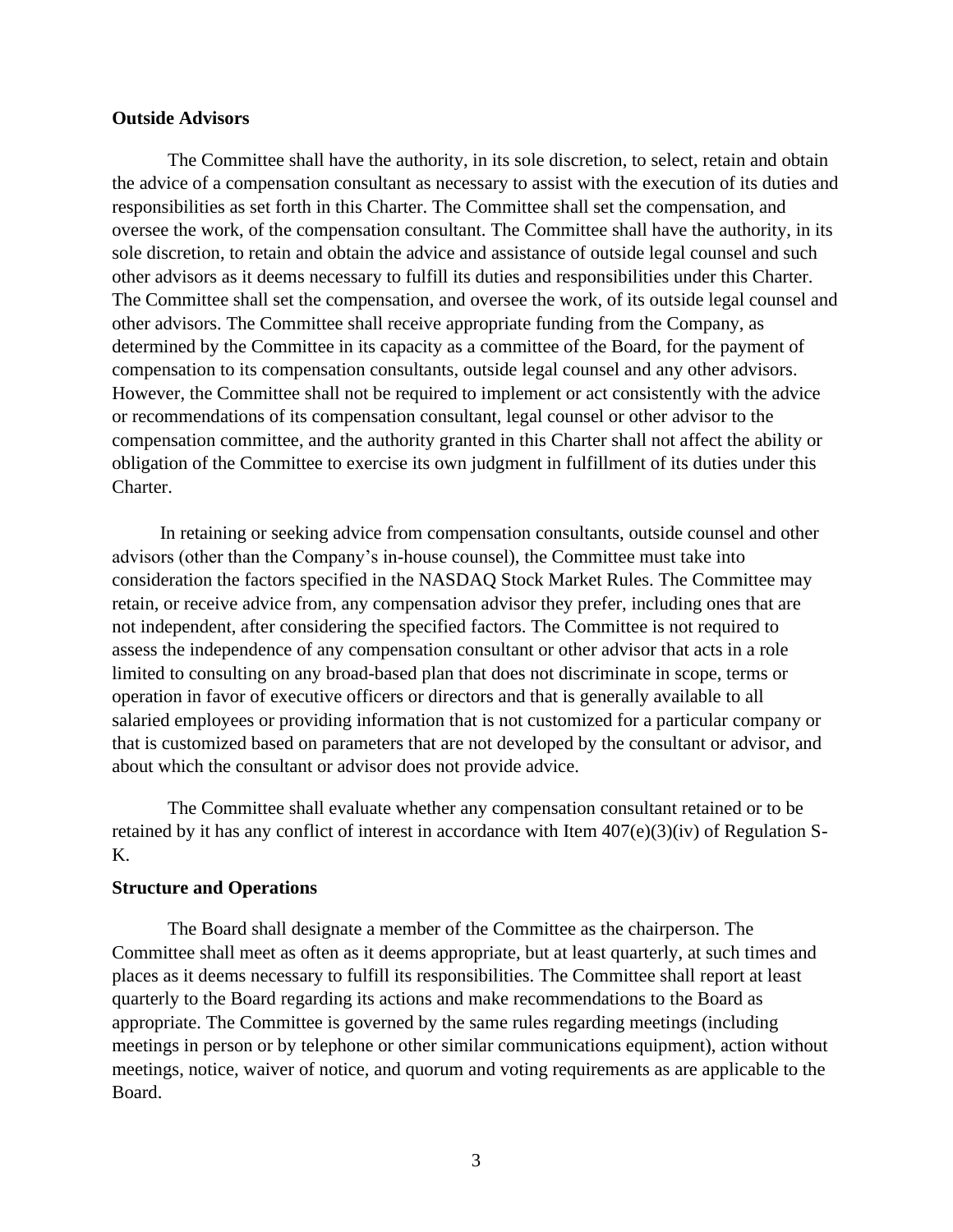**Outside Advisors**

The Committee shall have the authority, in its sole discretion, to select, retain and obtain the advice of a compensation consultant as necessary to assist with the execution of its duties and responsibilities as set forth in this Charter. The Committee shall set the compensation, and oversee the work, of the compensation consultant. The Committee shall have the authority, in its sole discretion, to retain and obtain the advice and assistance of outside legal counsel and such other advisors as it deems necessary to fulfill its duties and responsibilities under this Charter. The Committee shall set the compensation, and oversee the work, of its outside legal counsel and other advisors. The Committee shall receive appropriate funding from the Company, as determined by the Committee in its capacity as a committee of the Board, for the payment of compensation to its compensation consultants, outside legal counsel and any other advisors. However, the Committee shall not be required to implement or act consistently with the advice or recommendations of its compensation consultant, legal counsel or other advisor to the compensation committee, and the authority granted in this Charter shall not affect the ability or obligation of the Committee to exercise its own judgment in fulfillment of its duties under this Charter.

In retaining or seeking advice from compensation consultants, outside counsel and other advisors (other than the Company's in-house counsel), the Committee must take into consideration the factors specified in the NASDAQ Stock Market Rules. The Committee may retain, or receive advice from, any compensation advisor they prefer, including ones that are not independent, after considering the specified factors. The Committee is not required to assess the independence of any compensation consultant or other advisor that acts in a role limited to consulting on any broad-based plan that does not discriminate in scope, terms or operation in favor of executive officers or directors and that is generally available to all salaried employees or providing information that is not customized for a particular company or that is customized based on parameters that are not developed by the consultant or advisor, and about which the consultant or advisor does not provide advice.

The Committee shall evaluate whether any compensation consultant retained or to be retained by it has any conflict of interest in accordance with Item 407(e)(3)(iv) of Regulation S-K.

**Structure and Operations**

The Board shall designate a member of the Committee as the chairperson. The Committee shall meet as often as it deems appropriate, but at least quarterly, at such times and places as it deems necessary to fulfill its responsibilities. The Committee shall report at least quarterly to the Board regarding its actions and make recommendations to the Board as appropriate. The Committee is governed by the same rules regarding meetings (including meetings in person or by telephone or other similar communications equipment), action without meetings, notice, waiver of notice, and quorum and voting requirements as are applicable to the Board.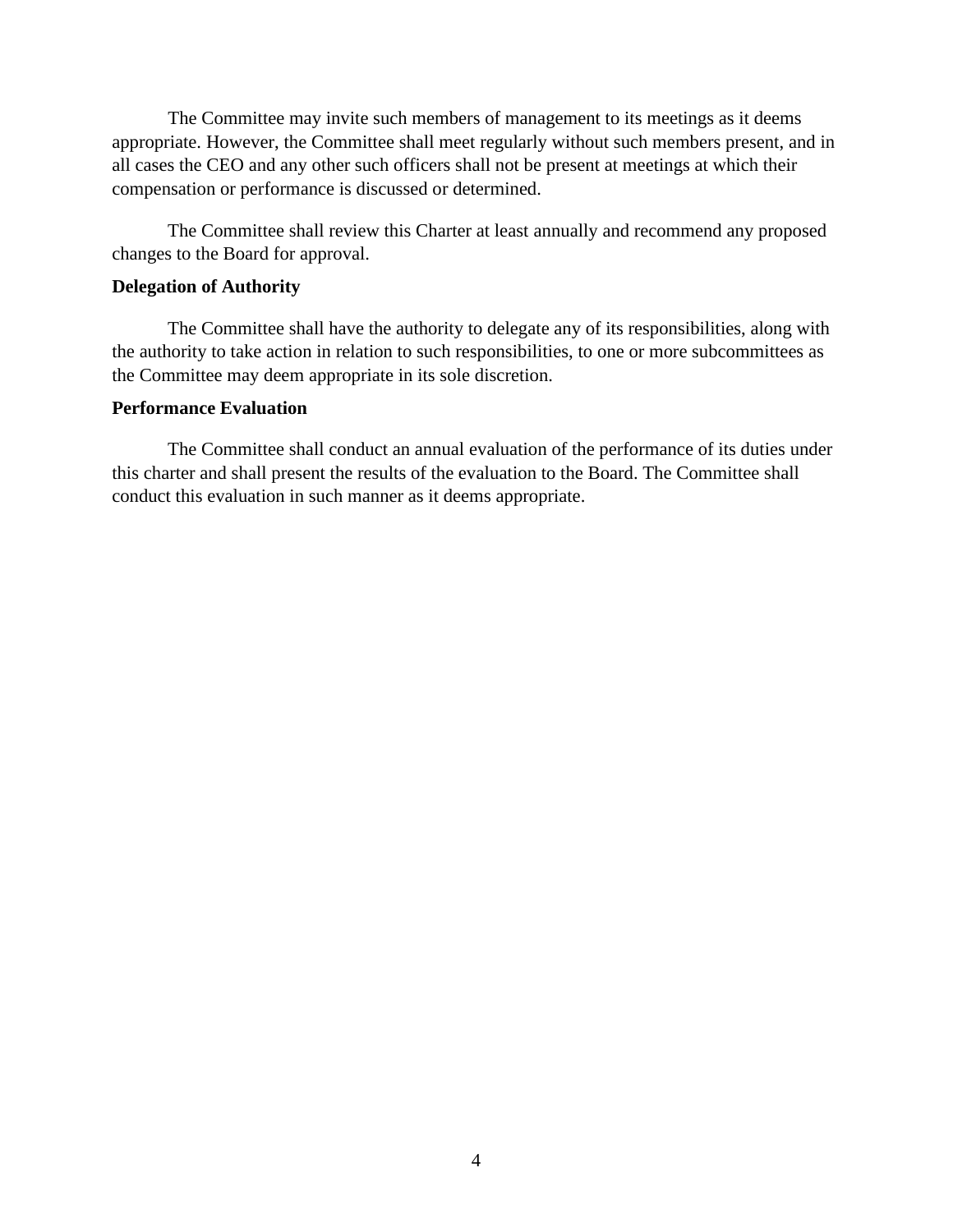The Committee may invite such members of management to its meetings as it deems appropriate. However, the Committee shall meet regularly without such members present, and in all cases the CEO and any other such officers shall not be present at meetings at which their compensation or performance is discussed or determined.

The Committee shall review this Charter at least annually and recommend any proposed changes to the Board for approval.

**Delegation of Authority**

The Committee shall have the authority to delegate any of its responsibilities, along with the authority to take action in relation to such responsibilities, to one or more subcommittees as the Committee may deem appropriate in its sole discretion.

**Performance Evaluation**

The Committee shall conduct an annual evaluation of the performance of its duties under this charter and shall present the results of the evaluation to the Board. The Committee shall conduct this evaluation in such manner as it deems appropriate.